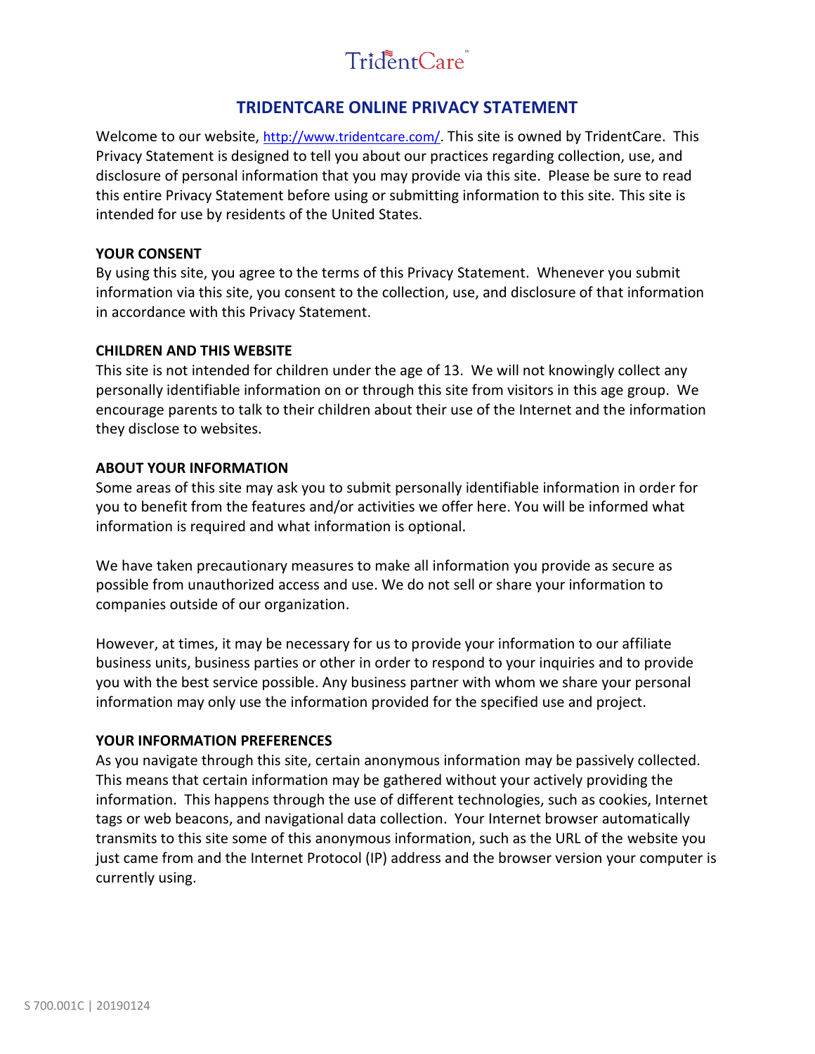TridentCare

# TRIDENTCARE ONLINE PRIVACY STATEMENT

Welcome to our website, http://www.tridentcare.com/. This site is owned by TridentCare. This Privacy Statement is designed to tell you about our practices regarding collection, use, and disclosure of personal information that you may provide via this site. Please be sure to read this entire Privacy Statement before using or submitting information to this site. This site is intended for use by residents of the United States.

**YOUR CONSENT**

By using this site, you agree to the terms of this Privacy Statement. Whenever you submit information via this site, you consent to the collection, use, and disclosure of that information in accordance with this Privacy Statement.

**CHILDREN AND THIS WEBSITE**

This site is not intended for children under the age of 13. We will not knowingly collect any personally identifiable information on or through this site from visitors in this age group. We encourage parents to talk to their children about their use of the Internet and the information they disclose to websites.

**ABOUT YOUR INFORMATION**

Some areas of this site may ask you to submit personally identifiable information in order for you to benefit from the features and/or activities we offer here. You will be informed what information is required and what information is optional.

We have taken precautionary measures to make all information you provide as secure as possible from unauthorized access and use. We do not sell or share your information to companies outside of our organization.

However, at times, it may be necessary for us to provide your information to our affiliate business units, business parties or other in order to respond to your inquiries and to provide you with the best service possible. Any business partner with whom we share your personal information may only use the information provided for the specified use and project.

**YOUR INFORMATION PREFERENCES**

As you navigate through this site, certain anonymous information may be passively collected. This means that certain information may be gathered without your actively providing the information. This happens through the use of different technologies, such as cookies, Internet tags or web beacons, and navigational data collection. Your Internet browser automatically transmits to this site some of this anonymous information, such as the URL of the website you just came from and the Internet Protocol (IP) address and the browser version your computer is currently using.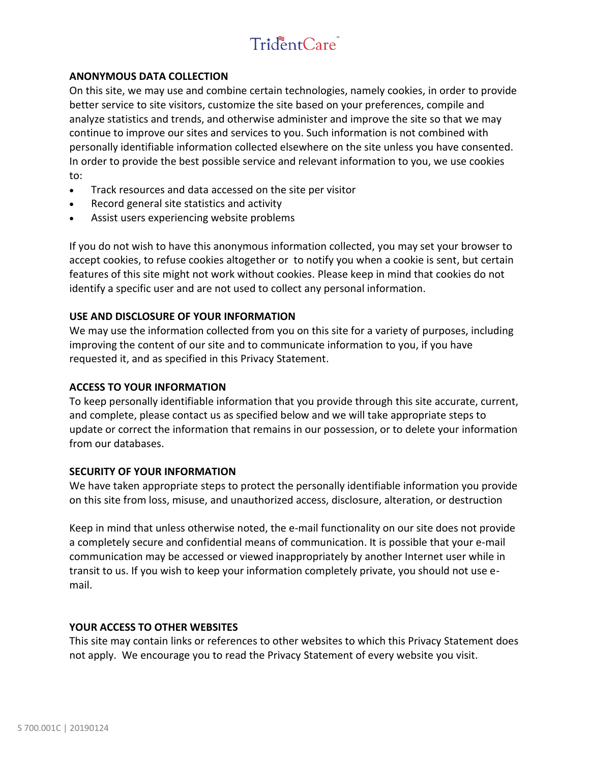## ANONYMOUS DATA COLLECTION

On this site, we may use and combine certain technologies, namely cookies, in order to provide better service to site visitors, customize the site based on your preferences, compile and analyze statistics and trends, and otherwise administer and improve the site so that we may continue to improve our sites and services to you. Such information is not combined with personally identifiable information collected elsewhere on the site unless you have consented. In order to provide the best possible service and relevant information to you, we use cookies to:

- Track resources and data accessed on the site per visitor
- Record general site statistics and activity
- Assist users experiencing website problems

If you do not wish to have this anonymous information collected, you may set your browser to accept cookies, to refuse cookies altogether or to notify you when a cookie is sent, but certain features of this site might not work without cookies. Please keep in mind that cookies do not identify a specific user and are not used to collect any personal information.

## USE AND DISCLOSURE OF YOUR INFORMATION

We may use the information collected from you on this site for a variety of purposes, including improving the content of our site and to communicate information to you, if you have requested it, and as specified in this Privacy Statement.

## ACCESS TO YOUR INFORMATION

To keep personally identifiable information that you provide through this site accurate, current, and complete, please contact us as specified below and we will take appropriate steps to update or correct the information that remains in our possession, or to delete your information from our databases.

## SECURITY OF YOUR INFORMATION

We have taken appropriate steps to protect the personally identifiable information you provide on this site from loss, misuse, and unauthorized access, disclosure, alteration, or destruction

Keep in mind that unless otherwise noted, the e-mail functionality on our site does not provide a completely secure and confidential means of communication. It is possible that your e-mail communication may be accessed or viewed inappropriately by another Internet user while in transit to us. If you wish to keep your information completely private, you should not use e-mail.

## YOUR ACCESS TO OTHER WEBSITES

This site may contain links or references to other websites to which this Privacy Statement does not apply. We encourage you to read the Privacy Statement of every website you visit.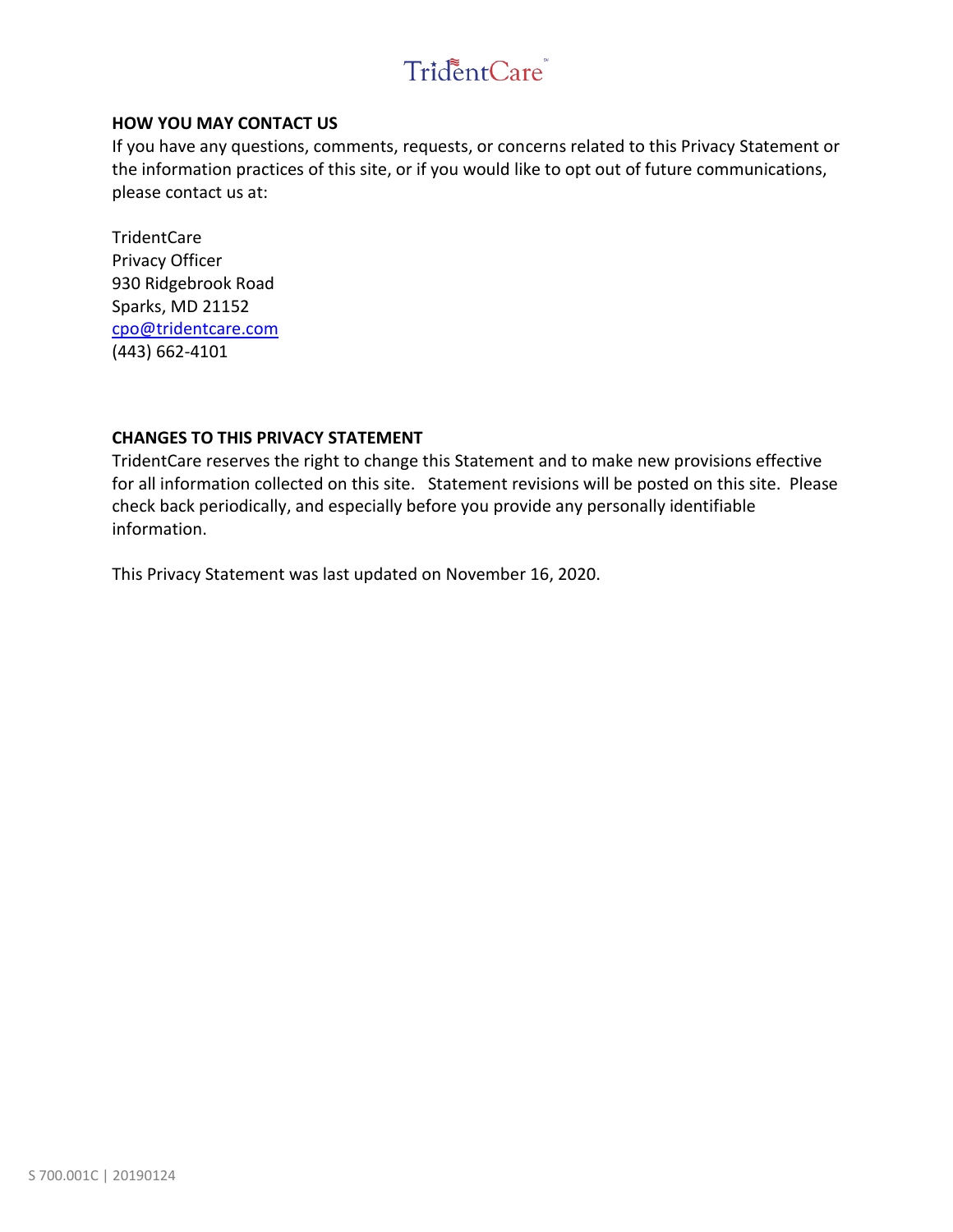## HOW YOU MAY CONTACT US

If you have any questions, comments, requests, or concerns related to this Privacy Statement or the information practices of this site, or if you would like to opt out of future communications, please contact us at:

TridentCare
Privacy Officer
930 Ridgebrook Road
Sparks, MD 21152
cpo@tridentcare.com
(443) 662-4101

## CHANGES TO THIS PRIVACY STATEMENT

TridentCare reserves the right to change this Statement and to make new provisions effective for all information collected on this site. Statement revisions will be posted on this site. Please check back periodically, and especially before you provide any personally identifiable information.

This Privacy Statement was last updated on November 16, 2020.